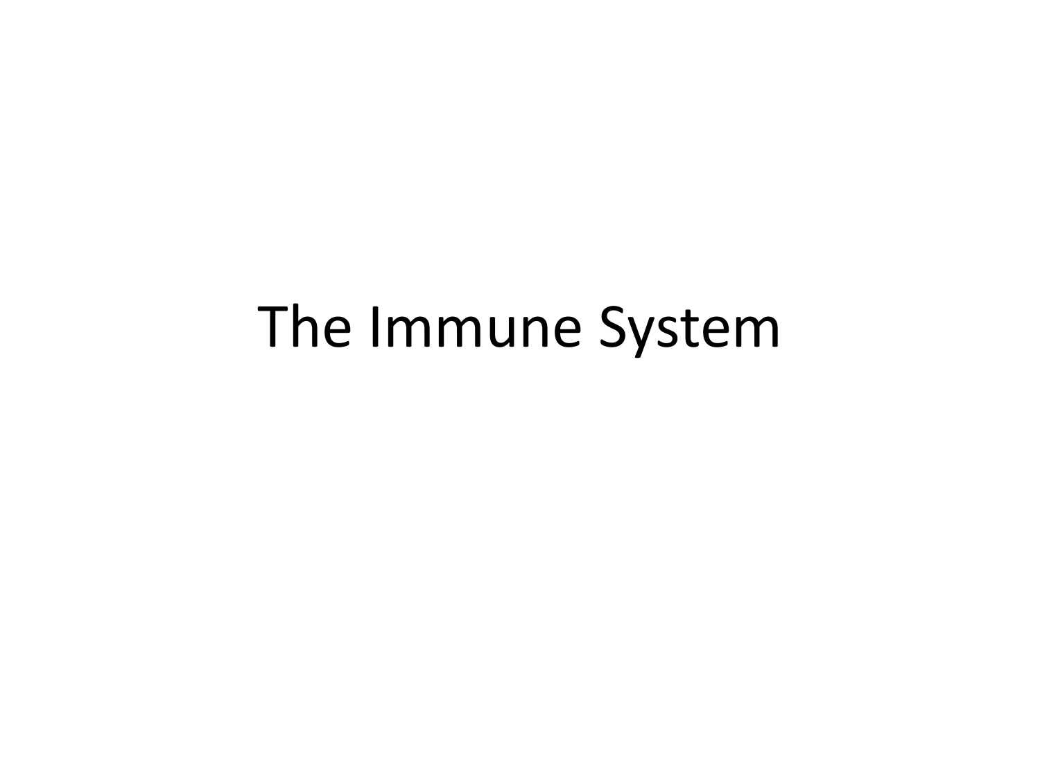# The Immune System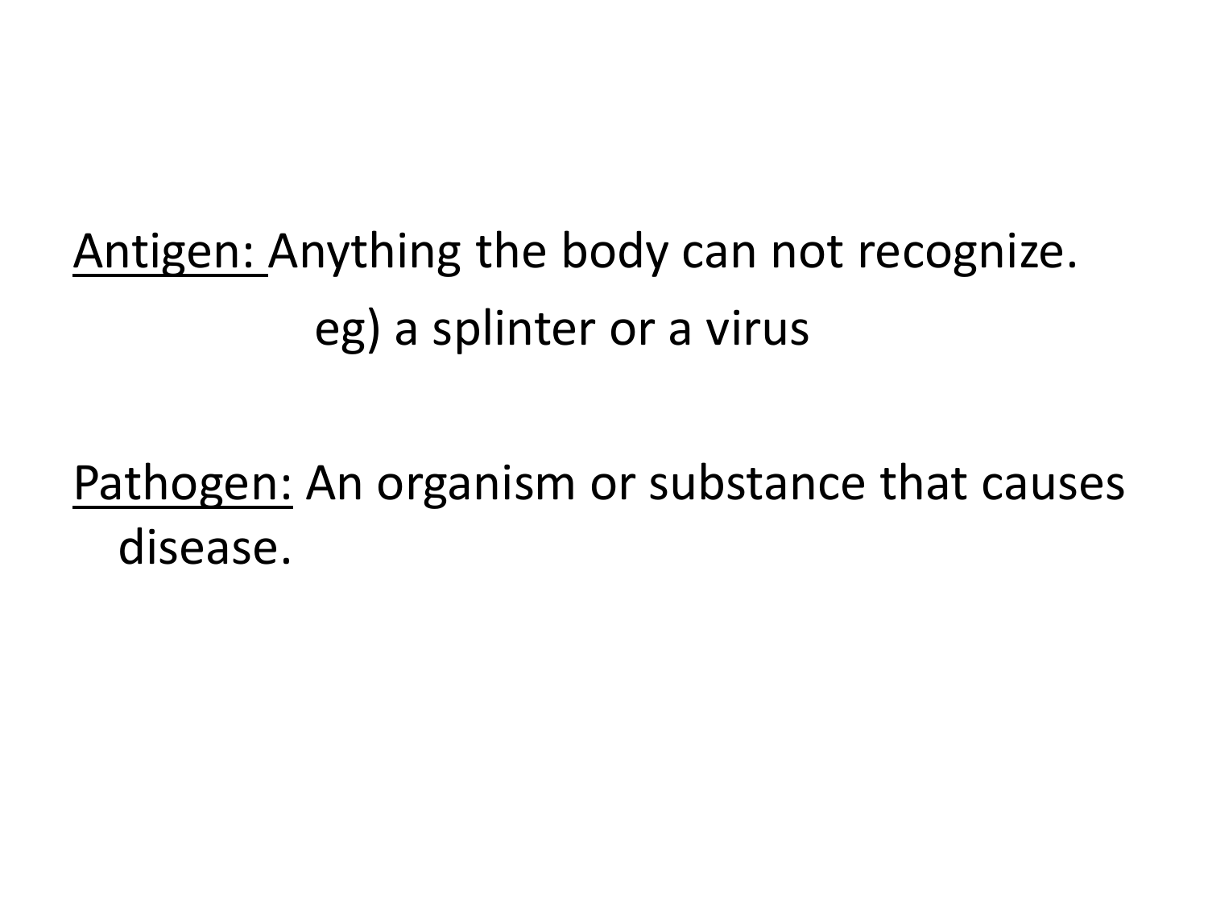<u>Antigen:</u> Anything the body can not recognize.

eg) a splinter or a virus

<u>Pathogen:</u> An organism or substance that causes disease.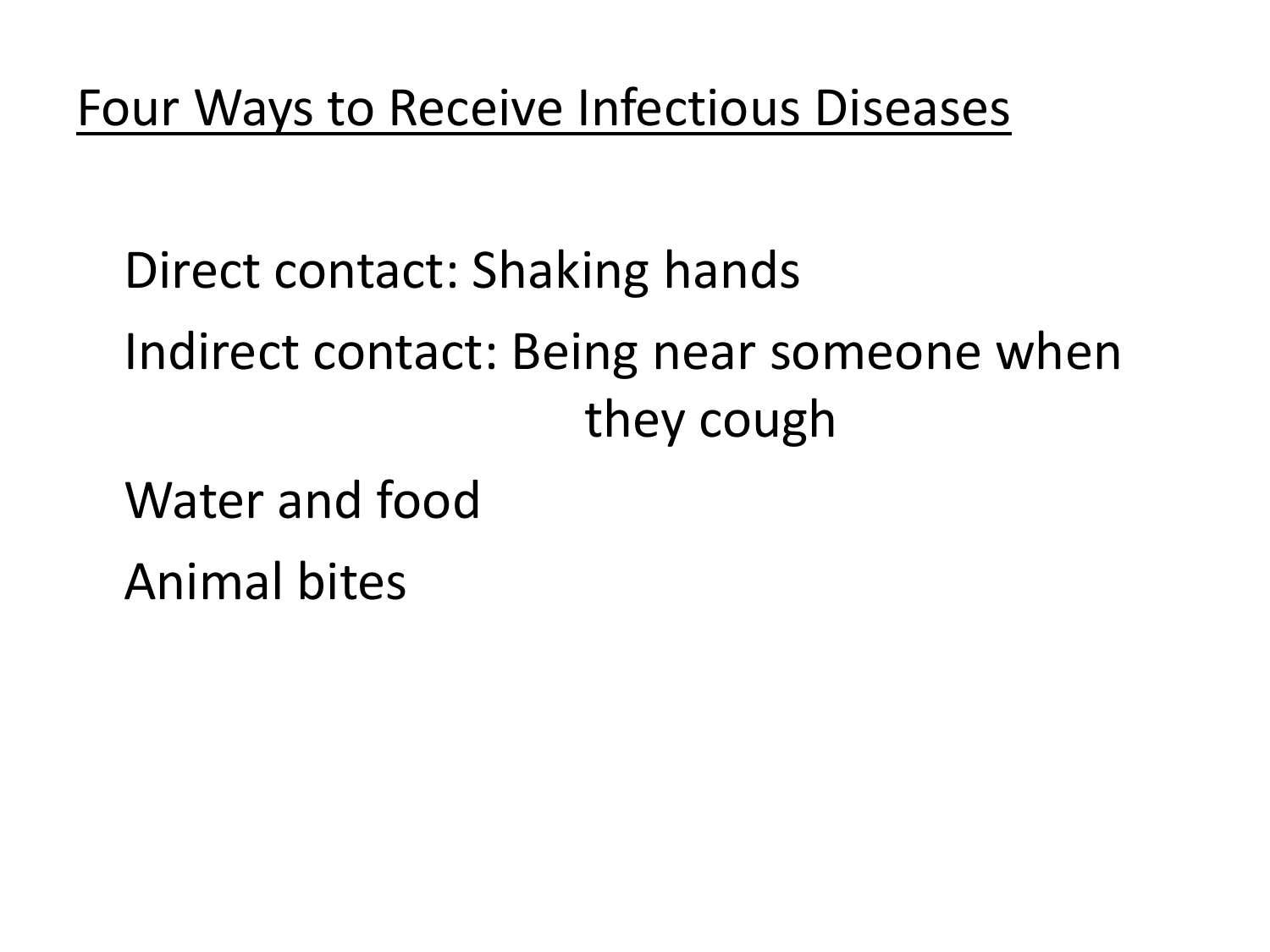## Four Ways to Receive Infectious Diseases

Direct contact: Shaking hands

Indirect contact: Being near someone when they cough

Water and food

Animal bites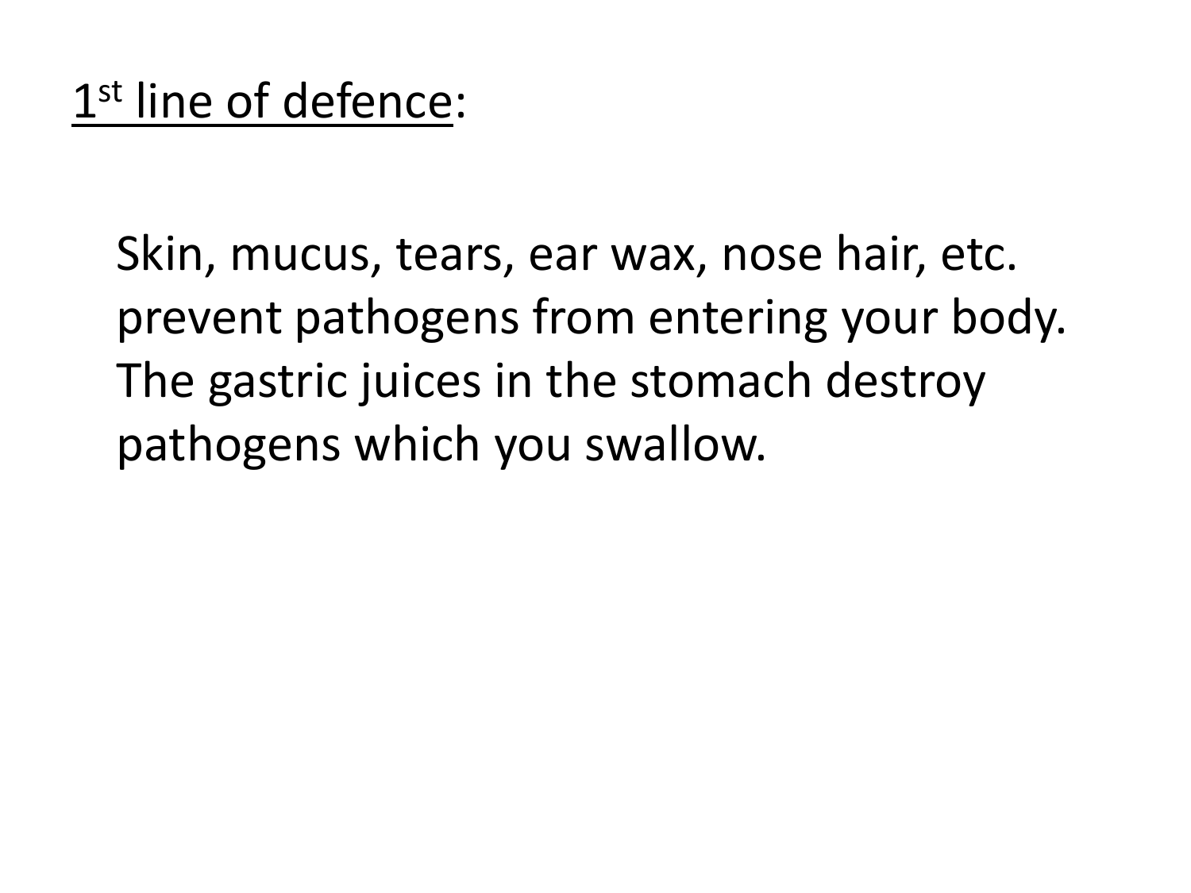## 1st line of defence:

Skin, mucus, tears, ear wax, nose hair, etc. prevent pathogens from entering your body. The gastric juices in the stomach destroy pathogens which you swallow.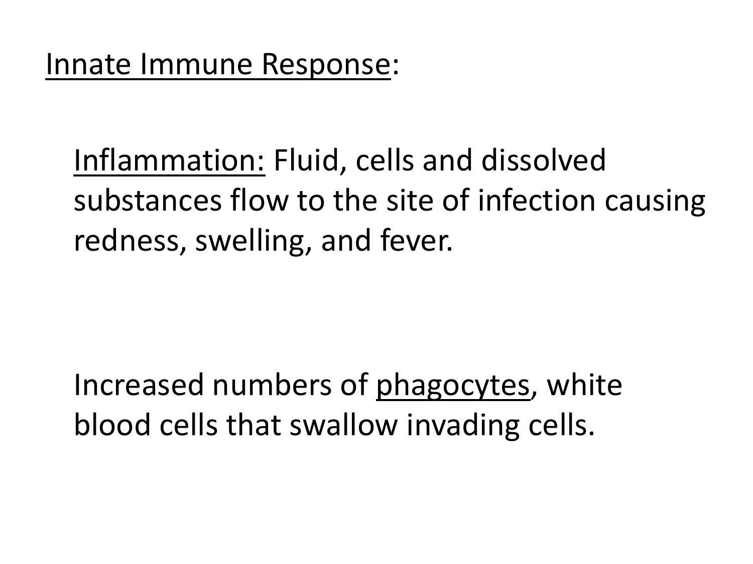## <u>Innate Immune Response</u>:

<u>Inflammation:</u> Fluid, cells and dissolved substances flow to the site of infection causing redness, swelling, and fever.

Increased numbers of <u>phagocytes</u>, white blood cells that swallow invading cells.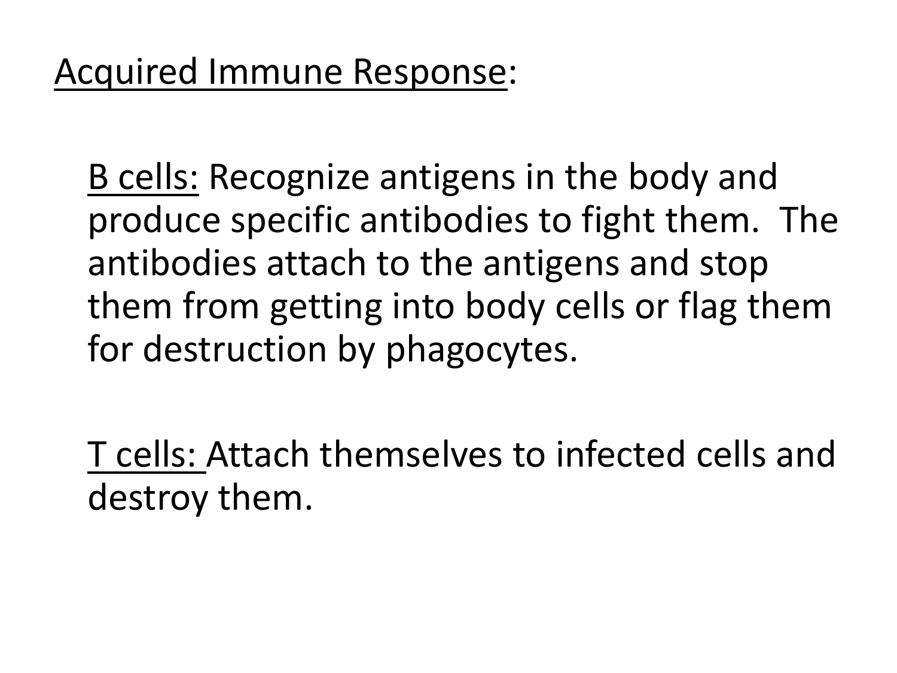<u>Acquired Immune Response</u>:

<u>B cells:</u> Recognize antigens in the body and produce specific antibodies to fight them. The antibodies attach to the antigens and stop them from getting into body cells or flag them for destruction by phagocytes.

<u>T cells:</u> Attach themselves to infected cells and destroy them.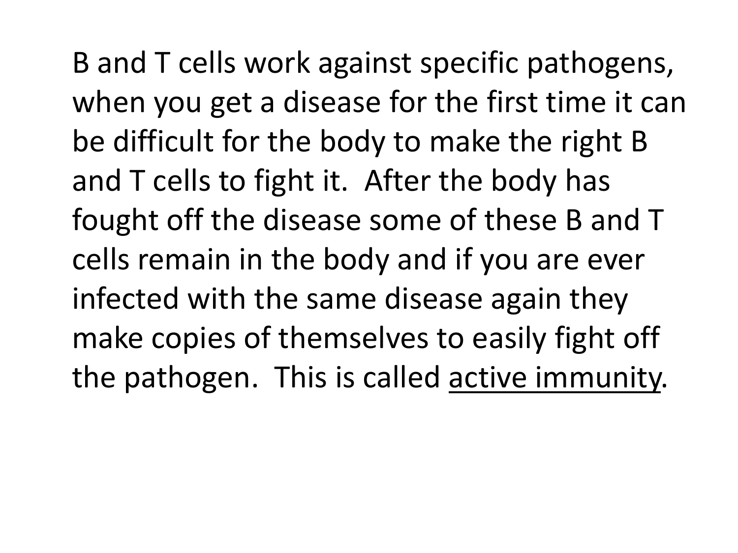B and T cells work against specific pathogens, when you get a disease for the first time it can be difficult for the body to make the right B and T cells to fight it. After the body has fought off the disease some of these B and T cells remain in the body and if you are ever infected with the same disease again they make copies of themselves to easily fight off the pathogen. This is called <u>active immunity</u>.